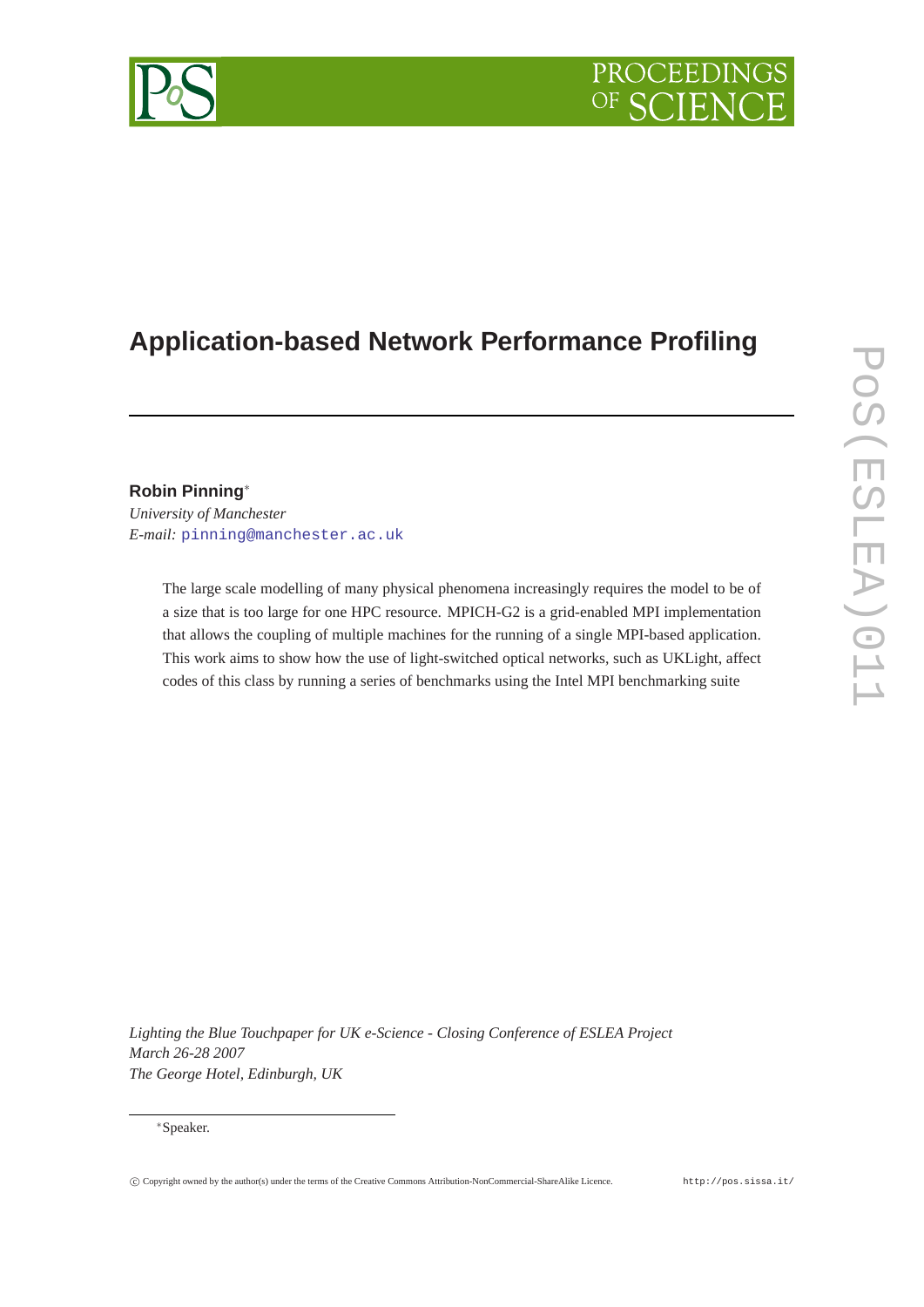# Application-based Network Performance Profiling

**Robin Pinning**[*]

*University of Manchester*

*E-mail:* pinning@manchester.ac.uk

The large scale modelling of many physical phenomena increasingly requires the model to be of a size that is too large for one HPC resource. MPICH-G2 is a grid-enabled MPI implementation that allows the coupling of multiple machines for the running of a single MPI-based application. This work aims to show how the use of light-switched optical networks, such as UKLight, affect codes of this class by running a series of benchmarks using the Intel MPI benchmarking suite

*Lighting the Blue Touchpaper for UK e-Science - Closing Conference of ESLEA Project*
*March 26-28 2007*
*The George Hotel, Edinburgh, UK*

[*]Speaker.

© Copyright owned by the author(s) under the terms of the Creative Commons Attribution-NonCommercial-ShareAlike Licence. http://pos.sissa.it/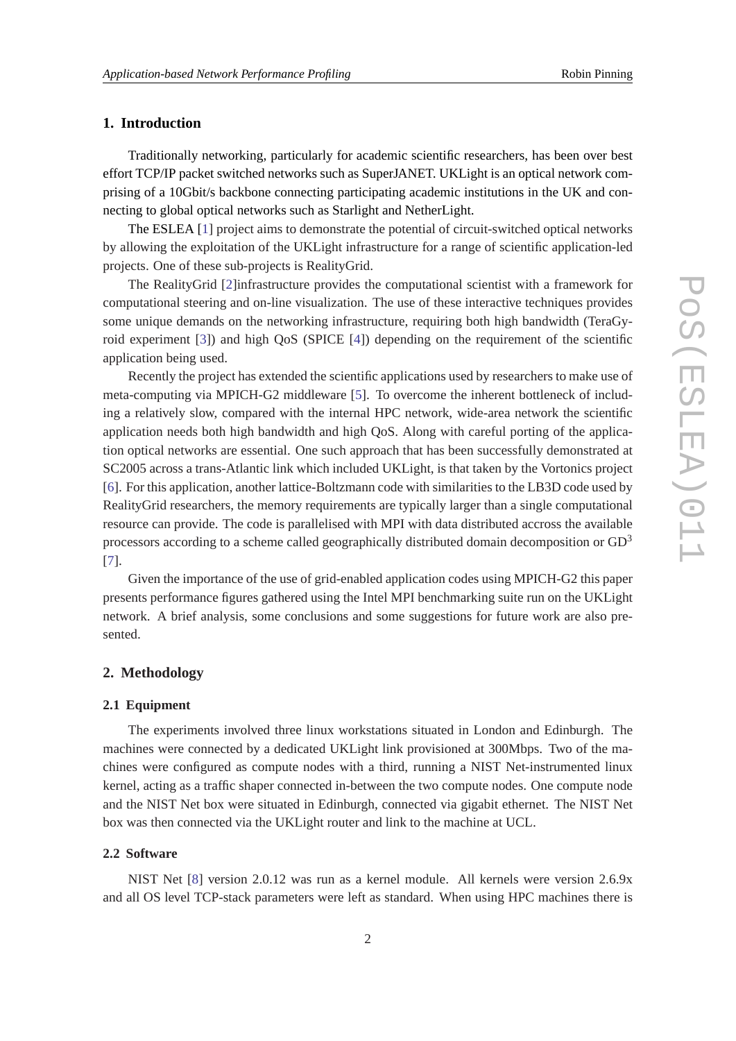## 1. Introduction

Traditionally networking, particularly for academic scientific researchers, has been over best effort TCP/IP packet switched networks such as SuperJANET. UKLight is an optical network comprising of a 10Gbit/s backbone connecting participating academic institutions in the UK and connecting to global optical networks such as Starlight and NetherLight.

The ESLEA [1] project aims to demonstrate the potential of circuit-switched optical networks by allowing the exploitation of the UKLight infrastructure for a range of scientific application-led projects. One of these sub-projects is RealityGrid.

The RealityGrid [2]infrastructure provides the computational scientist with a framework for computational steering and on-line visualization. The use of these interactive techniques provides some unique demands on the networking infrastructure, requiring both high bandwidth (TeraGyroid experiment [3]) and high QoS (SPICE [4]) depending on the requirement of the scientific application being used.

Recently the project has extended the scientific applications used by researchers to make use of meta-computing via MPICH-G2 middleware [5]. To overcome the inherent bottleneck of including a relatively slow, compared with the internal HPC network, wide-area network the scientific application needs both high bandwidth and high QoS. Along with careful porting of the application optical networks are essential. One such approach that has been successfully demonstrated at SC2005 across a trans-Atlantic link which included UKLight, is that taken by the Vortonics project [6]. For this application, another lattice-Boltzmann code with similarities to the LB3D code used by RealityGrid researchers, the memory requirements are typically larger than a single computational resource can provide. The code is parallelised with MPI with data distributed accross the available processors according to a scheme called geographically distributed domain decomposition or $GD^3$ [7].

Given the importance of the use of grid-enabled application codes using MPICH-G2 this paper presents performance figures gathered using the Intel MPI benchmarking suite run on the UKLight network. A brief analysis, some conclusions and some suggestions for future work are also presented.

## 2. Methodology

### 2.1 Equipment

The experiments involved three linux workstations situated in London and Edinburgh. The machines were connected by a dedicated UKLight link provisioned at 300Mbps. Two of the machines were configured as compute nodes with a third, running a NIST Net-instrumented linux kernel, acting as a traffic shaper connected in-between the two compute nodes. One compute node and the NIST Net box were situated in Edinburgh, connected via gigabit ethernet. The NIST Net box was then connected via the UKLight router and link to the machine at UCL.

### 2.2 Software

NIST Net [8] version 2.0.12 was run as a kernel module. All kernels were version 2.6.9x and all OS level TCP-stack parameters were left as standard. When using HPC machines there is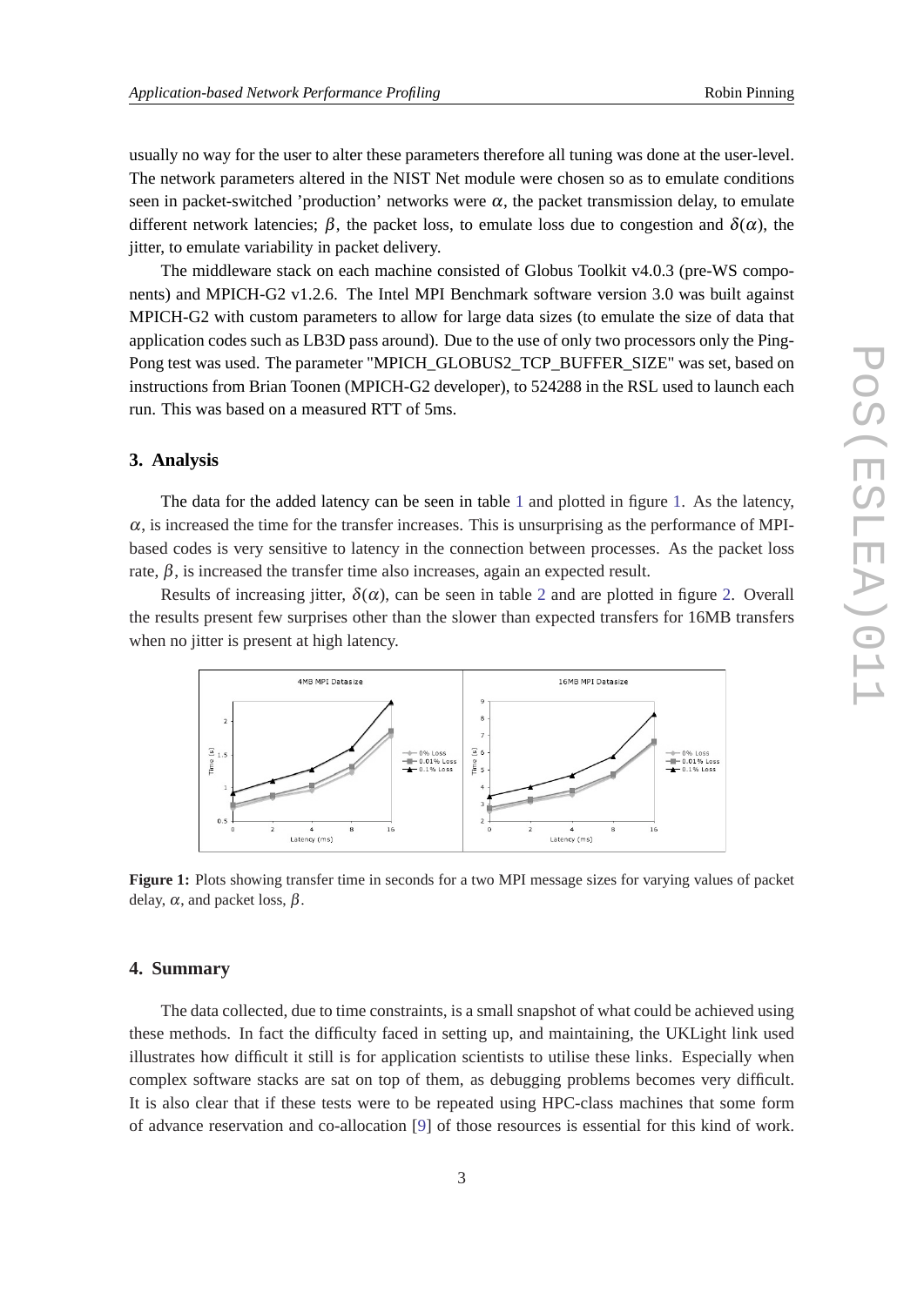usually no way for the user to alter these parameters therefore all tuning was done at the user-level. The network parameters altered in the NIST Net module were chosen so as to emulate conditions seen in packet-switched 'production' networks were $\alpha$, the packet transmission delay, to emulate different network latencies; $\beta$, the packet loss, to emulate loss due to congestion and $\delta(\alpha)$, the jitter, to emulate variability in packet delivery.

The middleware stack on each machine consisted of Globus Toolkit v4.0.3 (pre-WS components) and MPICH-G2 v1.2.6. The Intel MPI Benchmark software version 3.0 was built against MPICH-G2 with custom parameters to allow for large data sizes (to emulate the size of data that application codes such as LB3D pass around). Due to the use of only two processors only the Ping-Pong test was used. The parameter "MPICH_GLOBUS2_TCP_BUFFER_SIZE" was set, based on instructions from Brian Toonen (MPICH-G2 developer), to 524288 in the RSL used to launch each run. This was based on a measured RTT of 5ms.

## 3. Analysis

The data for the added latency can be seen in table 1 and plotted in figure 1. As the latency, $\alpha$, is increased the time for the transfer increases. This is unsurprising as the performance of MPI-based codes is very sensitive to latency in the connection between processes. As the packet loss rate, $\beta$, is increased the transfer time also increases, again an expected result.

Results of increasing jitter, $\delta(\alpha)$, can be seen in table 2 and are plotted in figure 2. Overall the results present few surprises other than the slower than expected transfers for 16MB transfers when no jitter is present at high latency.

**Figure 1:** Plots showing transfer time in seconds for a two MPI message sizes for varying values of packet delay, $\alpha$, and packet loss, $\beta$.

## 4. Summary

The data collected, due to time constraints, is a small snapshot of what could be achieved using these methods. In fact the difficulty faced in setting up, and maintaining, the UKLight link used illustrates how difficult it still is for application scientists to utilise these links. Especially when complex software stacks are sat on top of them, as debugging problems becomes very difficult. It is also clear that if these tests were to be repeated using HPC-class machines that some form of advance reservation and co-allocation [9] of those resources is essential for this kind of work.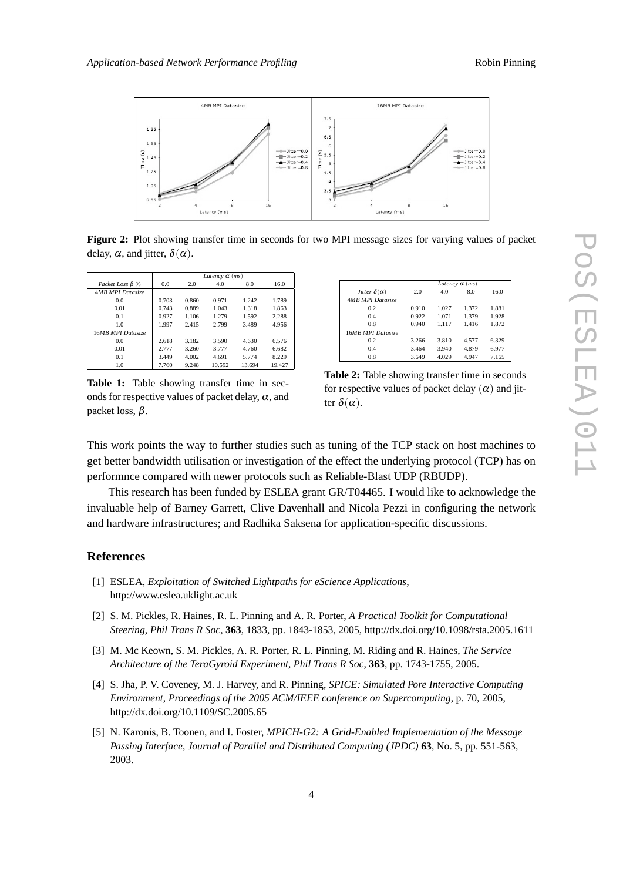**Figure 2:** Plot showing transfer time in seconds for two MPI message sizes for varying values of packet delay, $\alpha$, and jitter, $\delta(\alpha)$.

| | Latency $\alpha$ (ms) | | | | |
|---|---|---|---|---|---|
| Packet Loss $\beta$ % | 0.0 | 2.0 | 4.0 | 8.0 | 16.0 |
| *4MB MPI Datasize* | | | | | |
| 0.0 | 0.703 | 0.860 | 0.971 | 1.242 | 1.789 |
| 0.01 | 0.743 | 0.889 | 1.043 | 1.318 | 1.863 |
| 0.1 | 0.927 | 1.106 | 1.279 | 1.592 | 2.288 |
| 1.0 | 1.997 | 2.415 | 2.799 | 3.489 | 4.956 |
| *16MB MPI Datasize* | | | | | |
| 0.0 | 2.618 | 3.182 | 3.590 | 4.630 | 6.576 |
| 0.01 | 2.777 | 3.260 | 3.777 | 4.760 | 6.682 |
| 0.1 | 3.449 | 4.002 | 4.691 | 5.774 | 8.229 |
| 1.0 | 7.760 | 9.248 | 10.592 | 13.694 | 19.427 |

**Table 1:** Table showing transfer time in seconds for respective values of packet delay, $\alpha$, and packet loss, $\beta$.

| | Latency $\alpha$ (ms) | | | |
|---|---|---|---|---|
| Jitter $\delta(\alpha)$ | 2.0 | 4.0 | 8.0 | 16.0 |
| *4MB MPI Datasize* | | | | |
| 0.2 | 0.910 | 1.027 | 1.372 | 1.881 |
| 0.4 | 0.922 | 1.071 | 1.379 | 1.928 |
| 0.8 | 0.940 | 1.117 | 1.416 | 1.872 |
| *16MB MPI Datasize* | | | | |
| 0.2 | 3.266 | 3.810 | 4.577 | 6.329 |
| 0.4 | 3.464 | 3.940 | 4.879 | 6.977 |
| 0.8 | 3.649 | 4.029 | 4.947 | 7.165 |

**Table 2:** Table showing transfer time in seconds for respective values of packet delay $(\alpha)$ and jitter $\delta(\alpha)$.

This work points the way to further studies such as tuning of the TCP stack on host machines to get better bandwidth utilisation or investigation of the effect the underlying protocol (TCP) has on performnce compared with newer protocols such as Reliable-Blast UDP (RBUDP).

This research has been funded by ESLEA grant GR/T04465. I would like to acknowledge the invaluable help of Barney Garrett, Clive Davenhall and Nicola Pezzi in configuring the network and hardware infrastructures; and Radhika Saksena for application-specific discussions.

## References

[1] ESLEA, *Exploitation of Switched Lightpaths for eScience Applications*, http://www.eslea.uklight.ac.uk

[2] S. M. Pickles, R. Haines, R. L. Pinning and A. R. Porter, *A Practical Toolkit for Computational Steering*, *Phil Trans R Soc*, **363**, 1833, pp. 1843-1853, 2005, http://dx.doi.org/10.1098/rsta.2005.1611

[3] M. Mc Keown, S. M. Pickles, A. R. Porter, R. L. Pinning, M. Riding and R. Haines, *The Service Architecture of the TeraGyroid Experiment*, *Phil Trans R Soc*, **363**, pp. 1743-1755, 2005.

[4] S. Jha, P. V. Coveney, M. J. Harvey, and R. Pinning, *SPICE: Simulated Pore Interactive Computing Environment*, *Proceedings of the 2005 ACM/IEEE conference on Supercomputing*, p. 70, 2005, http://dx.doi.org/10.1109/SC.2005.65

[5] N. Karonis, B. Toonen, and I. Foster, *MPICH-G2: A Grid-Enabled Implementation of the Message Passing Interface*, *Journal of Parallel and Distributed Computing (JPDC)* **63**, No. 5, pp. 551-563, 2003.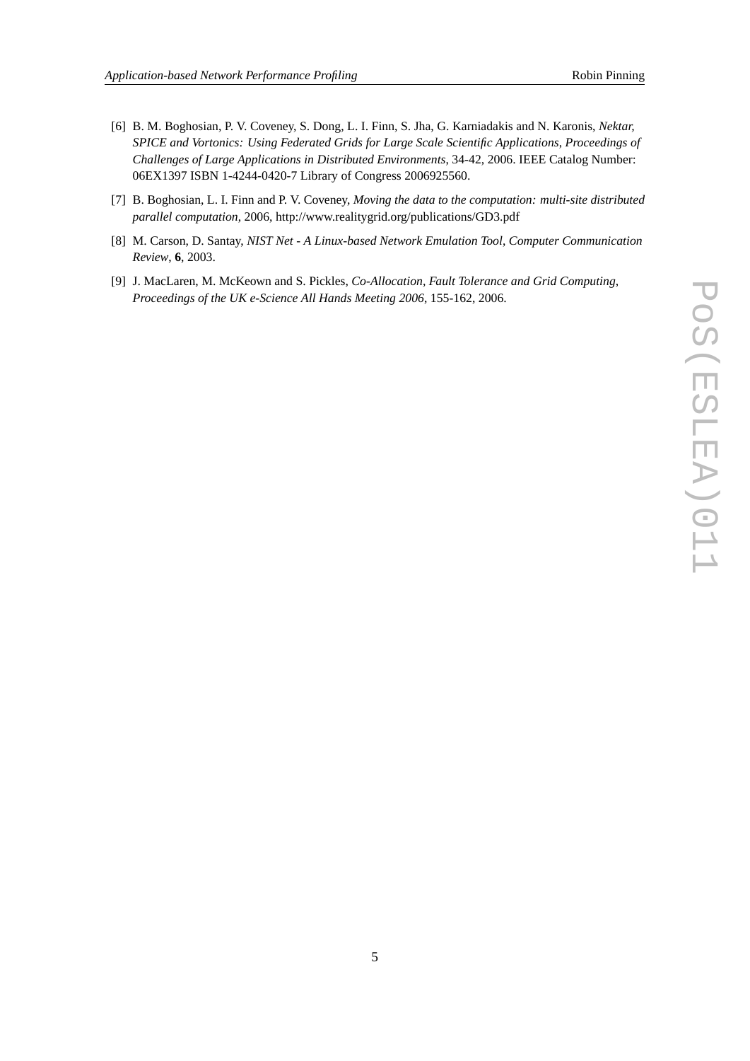[6] B. M. Boghosian, P. V. Coveney, S. Dong, L. I. Finn, S. Jha, G. Karniadakis and N. Karonis, *Nektar, SPICE and Vortonics: Using Federated Grids for Large Scale Scientific Applications*, *Proceedings of Challenges of Large Applications in Distributed Environments*, 34-42, 2006. IEEE Catalog Number: 06EX1397 ISBN 1-4244-0420-7 Library of Congress 2006925560.

[7] B. Boghosian, L. I. Finn and P. V. Coveney, *Moving the data to the computation: multi-site distributed parallel computation*, 2006, http://www.realitygrid.org/publications/GD3.pdf

[8] M. Carson, D. Santay, *NIST Net - A Linux-based Network Emulation Tool*, *Computer Communication Review*, **6**, 2003.

[9] J. MacLaren, M. McKeown and S. Pickles, *Co-Allocation, Fault Tolerance and Grid Computing*, *Proceedings of the UK e-Science All Hands Meeting 2006*, 155-162, 2006.